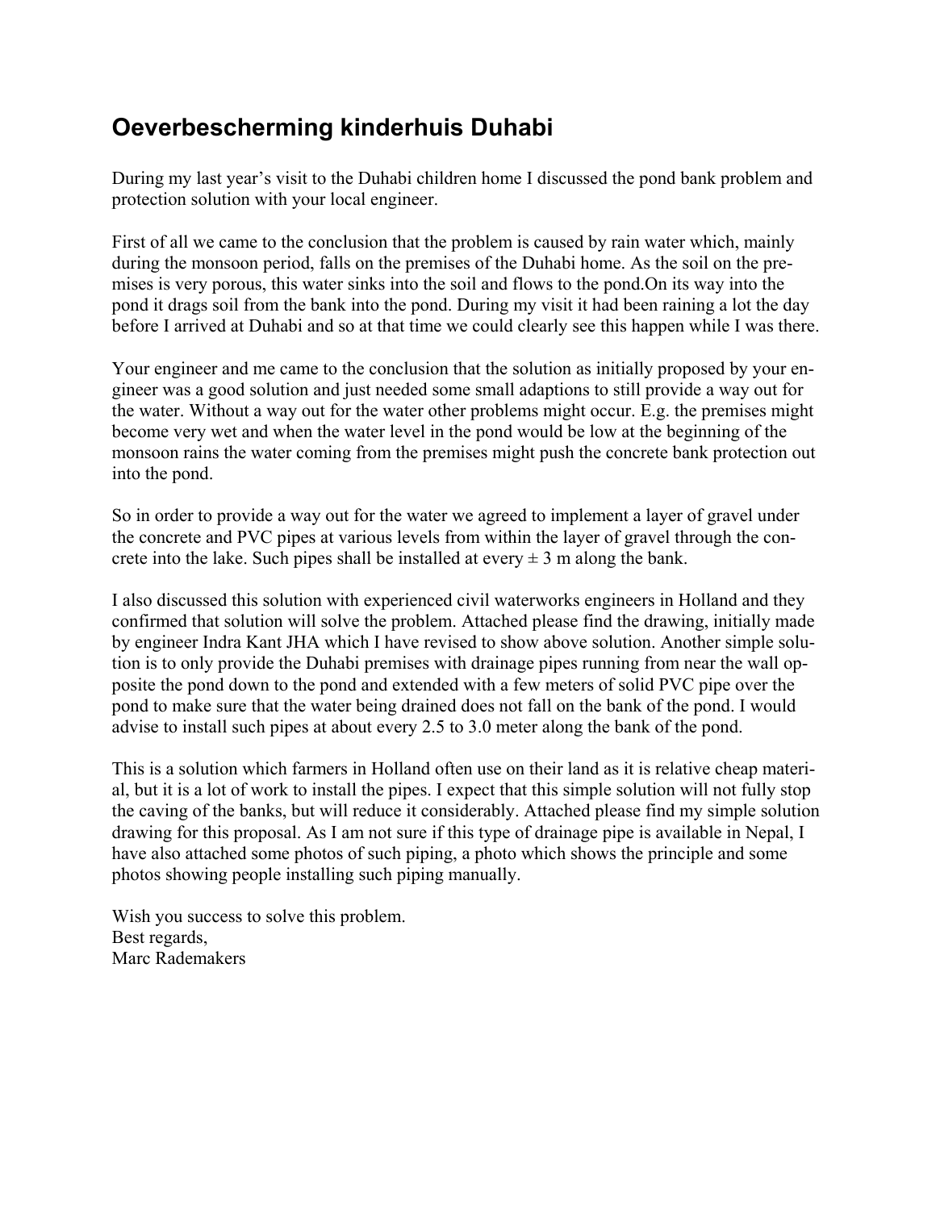# Oeverbescherming kinderhuis Duhabi

During my last year's visit to the Duhabi children home I discussed the pond bank problem and protection solution with your local engineer.

First of all we came to the conclusion that the problem is caused by rain water which, mainly during the monsoon period, falls on the premises of the Duhabi home. As the soil on the premises is very porous, this water sinks into the soil and flows to the pond.On its way into the pond it drags soil from the bank into the pond. During my visit it had been raining a lot the day before I arrived at Duhabi and so at that time we could clearly see this happen while I was there.

Your engineer and me came to the conclusion that the solution as initially proposed by your engineer was a good solution and just needed some small adaptions to still provide a way out for the water. Without a way out for the water other problems might occur. E.g. the premises might become very wet and when the water level in the pond would be low at the beginning of the monsoon rains the water coming from the premises might push the concrete bank protection out into the pond.

So in order to provide a way out for the water we agreed to implement a layer of gravel under the concrete and PVC pipes at various levels from within the layer of gravel through the concrete into the lake. Such pipes shall be installed at every ± 3 m along the bank.

I also discussed this solution with experienced civil waterworks engineers in Holland and they confirmed that solution will solve the problem. Attached please find the drawing, initially made by engineer Indra Kant JHA which I have revised to show above solution. Another simple solution is to only provide the Duhabi premises with drainage pipes running from near the wall opposite the pond down to the pond and extended with a few meters of solid PVC pipe over the pond to make sure that the water being drained does not fall on the bank of the pond. I would advise to install such pipes at about every 2.5 to 3.0 meter along the bank of the pond.

This is a solution which farmers in Holland often use on their land as it is relative cheap material, but it is a lot of work to install the pipes. I expect that this simple solution will not fully stop the caving of the banks, but will reduce it considerably. Attached please find my simple solution drawing for this proposal. As I am not sure if this type of drainage pipe is available in Nepal, I have also attached some photos of such piping, a photo which shows the principle and some photos showing people installing such piping manually.

Wish you success to solve this problem.
Best regards,
Marc Rademakers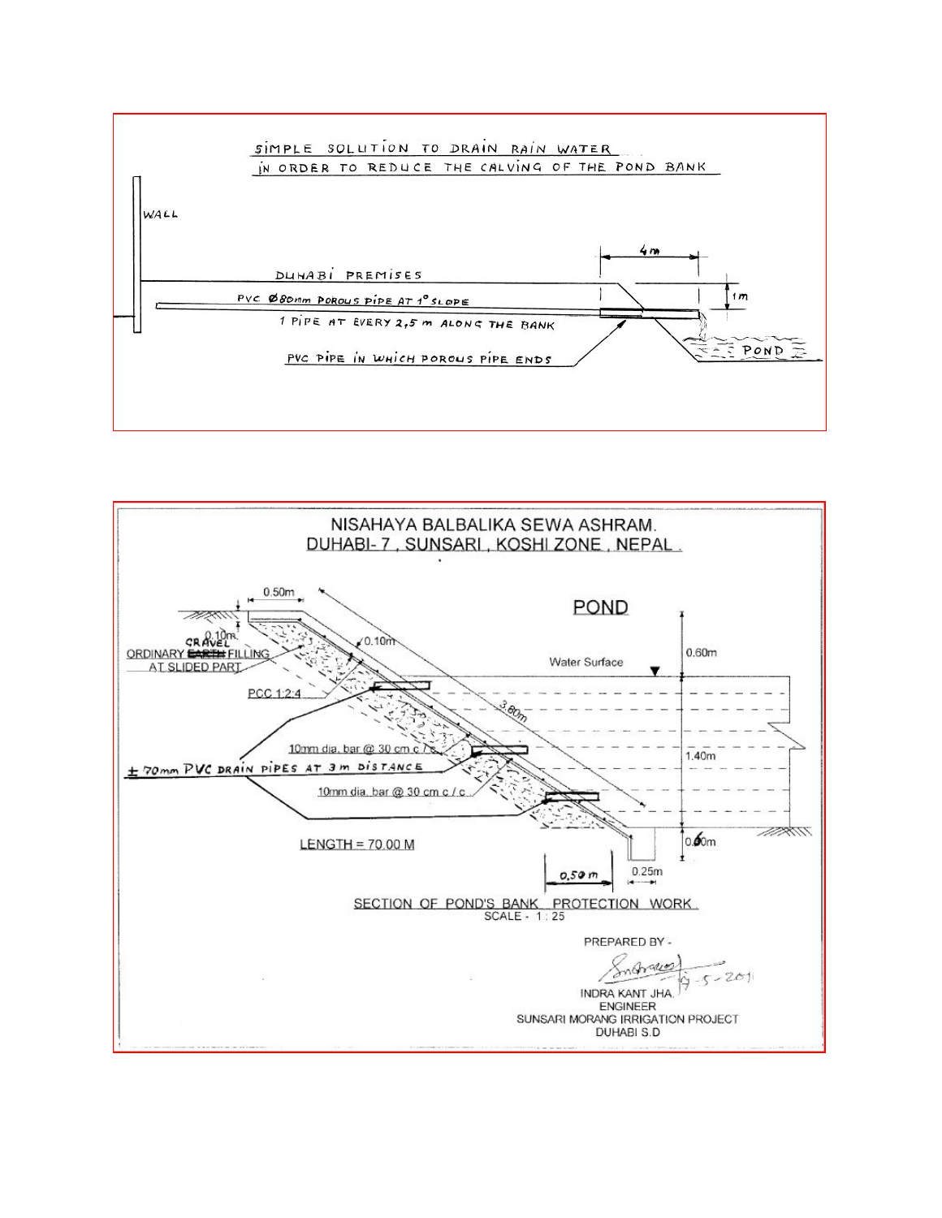SIMPLE SOLUTION TO DRAIN RAIN WATER
IN ORDER TO REDUCE THE CALVING OF THE POND BANK

WALL

DUHABI PREMISES

PVC Ø80mm POROUS PIPE AT 1° SLOPE

1 PIPE AT EVERY 2,5 m ALONG THE BANK

PVC PIPE IN WHICH POROUS PIPE ENDS

4 m

1 m

POND

NISAHAYA BALBALIKA SEWA ASHRAM.
DUHABI- 7 , SUNSARI , KOSHI ZONE , NEPAL .

POND

0.50m

0.10m

GRAVEL

ORDINARY ~~EARTH~~ FILLING AT SLIDED PART

0.10m

PCC 1:2:4

3.60m

Water Surface

0.60m

1.40m

10mm dia. bar @ 30 cm c / c

± 70mm PVC DRAIN PIPES AT 3 m DISTANCE

10mm dia. bar @ 30 cm c / c

0.60m

LENGTH = 70.00 M

0.50 m

0.25m

SECTION OF POND'S BANK PROTECTION WORK.
SCALE - 1 : 25

PREPARED BY -

19-5-2011

INDRA KANT JHA.
ENGINEER
SUNSARI MORANG IRRIGATION PROJECT
DUHABI S.D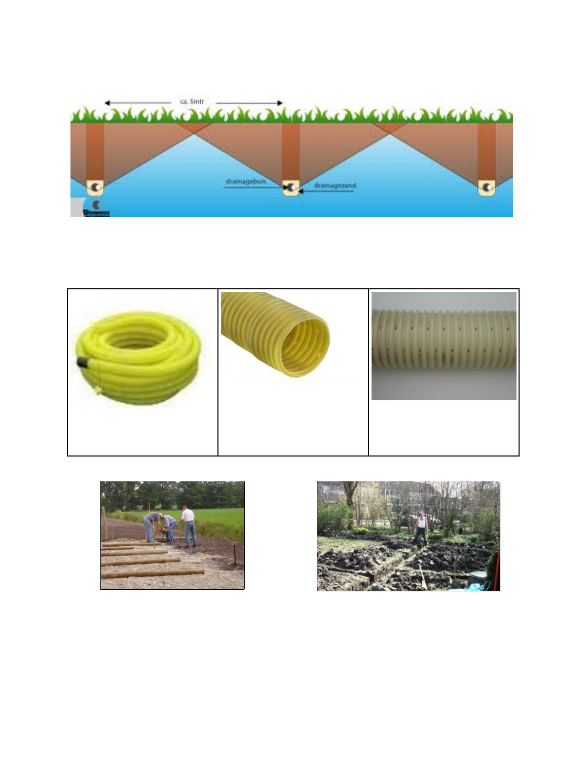ca. 5mtr

drainagebuis

drainagezand